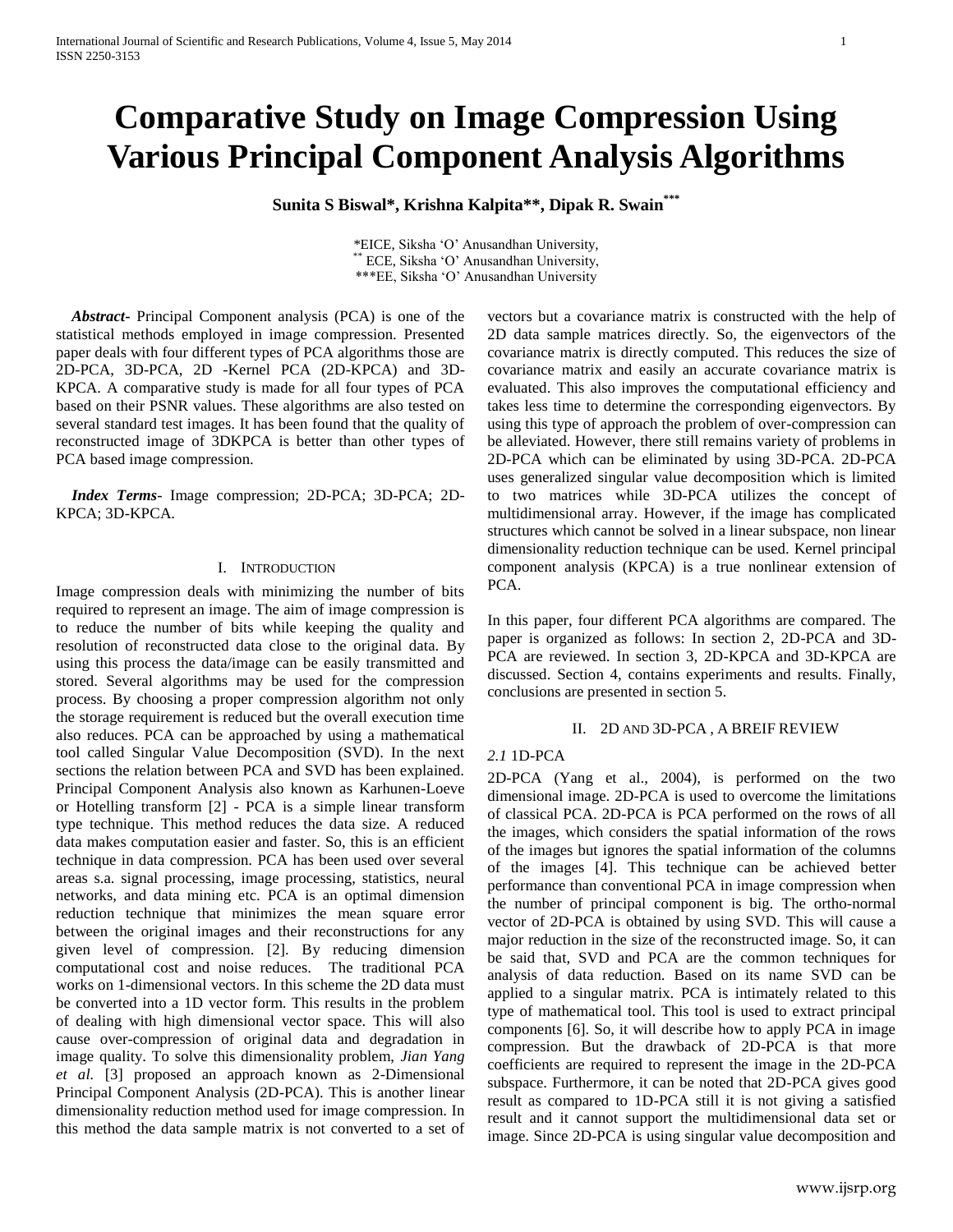# Comparative Study on Image Compression Using Various Principal Component Analysis Algorithms

**Sunita S Biswal\*, Krishna Kalpita\*\*, Dipak R. Swain\*\*\***

\*EICE, Siksha 'O' Anusandhan University,
\*\* ECE, Siksha 'O' Anusandhan University,
\*\*\*EE, Siksha 'O' Anusandhan University

***Abstract-*** Principal Component analysis (PCA) is one of the statistical methods employed in image compression. Presented paper deals with four different types of PCA algorithms those are 2D-PCA, 3D-PCA, 2D -Kernel PCA (2D-KPCA) and 3D-KPCA. A comparative study is made for all four types of PCA based on their PSNR values. These algorithms are also tested on several standard test images. It has been found that the quality of reconstructed image of 3DKPCA is better than other types of PCA based image compression.

***Index Terms-*** Image compression; 2D-PCA; 3D-PCA; 2D-KPCA; 3D-KPCA.

## I. Introduction

Image compression deals with minimizing the number of bits required to represent an image. The aim of image compression is to reduce the number of bits while keeping the quality and resolution of reconstructed data close to the original data. By using this process the data/image can be easily transmitted and stored. Several algorithms may be used for the compression process. By choosing a proper compression algorithm not only the storage requirement is reduced but the overall execution time also reduces. PCA can be approached by using a mathematical tool called Singular Value Decomposition (SVD). In the next sections the relation between PCA and SVD has been explained. Principal Component Analysis also known as Karhunen-Loeve or Hotelling transform [2] - PCA is a simple linear transform type technique. This method reduces the data size. A reduced data makes computation easier and faster. So, this is an efficient technique in data compression. PCA has been used over several areas s.a. signal processing, image processing, statistics, neural networks, and data mining etc. PCA is an optimal dimension reduction technique that minimizes the mean square error between the original images and their reconstructions for any given level of compression. [2]. By reducing dimension computational cost and noise reduces. The traditional PCA works on 1-dimensional vectors. In this scheme the 2D data must be converted into a 1D vector form. This results in the problem of dealing with high dimensional vector space. This will also cause over-compression of original data and degradation in image quality. To solve this dimensionality problem, *Jian Yang et al.* [3] proposed an approach known as 2-Dimensional Principal Component Analysis (2D-PCA). This is another linear dimensionality reduction method used for image compression. In this method the data sample matrix is not converted to a set of vectors but a covariance matrix is constructed with the help of 2D data sample matrices directly. So, the eigenvectors of the covariance matrix is directly computed. This reduces the size of covariance matrix and easily an accurate covariance matrix is evaluated. This also improves the computational efficiency and takes less time to determine the corresponding eigenvectors. By using this type of approach the problem of over-compression can be alleviated. However, there still remains variety of problems in 2D-PCA which can be eliminated by using 3D-PCA. 2D-PCA uses generalized singular value decomposition which is limited to two matrices while 3D-PCA utilizes the concept of multidimensional array. However, if the image has complicated structures which cannot be solved in a linear subspace, non linear dimensionality reduction technique can be used. Kernel principal component analysis (KPCA) is a true nonlinear extension of PCA.

In this paper, four different PCA algorithms are compared. The paper is organized as follows: In section 2, 2D-PCA and 3D-PCA are reviewed. In section 3, 2D-KPCA and 3D-KPCA are discussed. Section 4, contains experiments and results. Finally, conclusions are presented in section 5.

## II. 2D and 3D-PCA , A Breif Review

### *2.1* 1D-PCA

2D-PCA (Yang et al., 2004), is performed on the two dimensional image. 2D-PCA is used to overcome the limitations of classical PCA. 2D-PCA is PCA performed on the rows of all the images, which considers the spatial information of the rows of the images but ignores the spatial information of the columns of the images [4]. This technique can be achieved better performance than conventional PCA in image compression when the number of principal component is big. The ortho-normal vector of 2D-PCA is obtained by using SVD. This will cause a major reduction in the size of the reconstructed image. So, it can be said that, SVD and PCA are the common techniques for analysis of data reduction. Based on its name SVD can be applied to a singular matrix. PCA is intimately related to this type of mathematical tool. This tool is used to extract principal components [6]. So, it will describe how to apply PCA in image compression. But the drawback of 2D-PCA is that more coefficients are required to represent the image in the 2D-PCA subspace. Furthermore, it can be noted that 2D-PCA gives good result as compared to 1D-PCA still it is not giving a satisfied result and it cannot support the multidimensional data set or image. Since 2D-PCA is using singular value decomposition and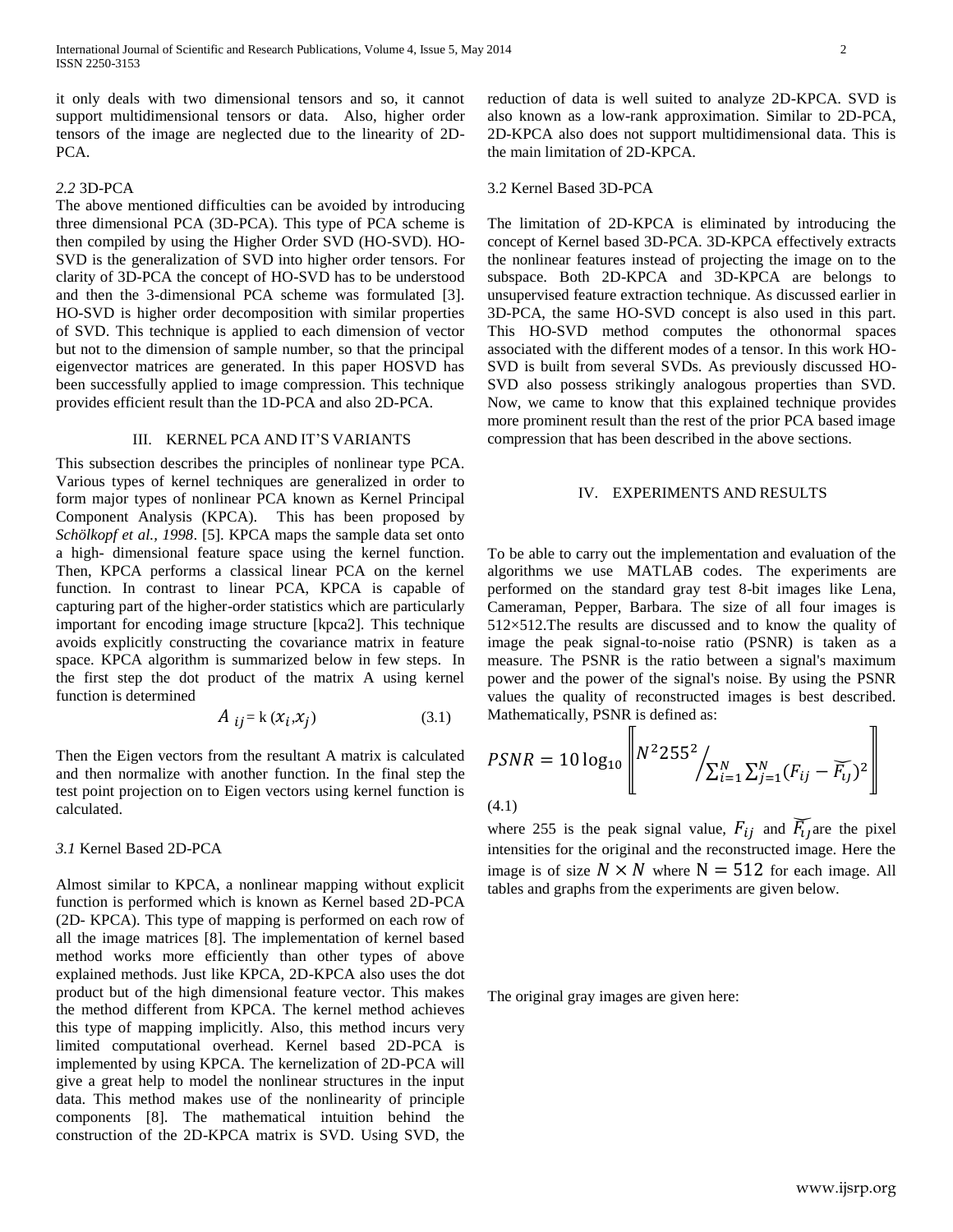it only deals with two dimensional tensors and so, it cannot support multidimensional tensors or data. Also, higher order tensors of the image are neglected due to the linearity of 2D-PCA.

### *2.2* 3D-PCA

The above mentioned difficulties can be avoided by introducing three dimensional PCA (3D-PCA). This type of PCA scheme is then compiled by using the Higher Order SVD (HO-SVD). HO-SVD is the generalization of SVD into higher order tensors. For clarity of 3D-PCA the concept of HO-SVD has to be understood and then the 3-dimensional PCA scheme was formulated [3]. HO-SVD is higher order decomposition with similar properties of SVD. This technique is applied to each dimension of vector but not to the dimension of sample number, so that the principal eigenvector matrices are generated. In this paper HOSVD has been successfully applied to image compression. This technique provides efficient result than the 1D-PCA and also 2D-PCA.

## III. KERNEL PCA AND IT'S VARIANTS

This subsection describes the principles of nonlinear type PCA. Various types of kernel techniques are generalized in order to form major types of nonlinear PCA known as Kernel Principal Component Analysis (KPCA). This has been proposed by *Schölkopf et al., 1998*. [5]. KPCA maps the sample data set onto a high- dimensional feature space using the kernel function. Then, KPCA performs a classical linear PCA on the kernel function. In contrast to linear PCA, KPCA is capable of capturing part of the higher-order statistics which are particularly important for encoding image structure [kpca2]. This technique avoids explicitly constructing the covariance matrix in feature space. KPCA algorithm is summarized below in few steps. In the first step the dot product of the matrix A using kernel function is determined

$$A_{ij} = \mathrm{k}\,(x_i, x_j) \qquad (3.1)$$

Then the Eigen vectors from the resultant A matrix is calculated and then normalize with another function. In the final step the test point projection on to Eigen vectors using kernel function is calculated.

### *3.1* Kernel Based 2D-PCA

Almost similar to KPCA, a nonlinear mapping without explicit function is performed which is known as Kernel based 2D-PCA (2D- KPCA). This type of mapping is performed on each row of all the image matrices [8]. The implementation of kernel based method works more efficiently than other types of above explained methods. Just like KPCA, 2D-KPCA also uses the dot product but of the high dimensional feature vector. This makes the method different from KPCA. The kernel method achieves this type of mapping implicitly. Also, this method incurs very limited computational overhead. Kernel based 2D-PCA is implemented by using KPCA. The kernelization of 2D-PCA will give a great help to model the nonlinear structures in the input data. This method makes use of the nonlinearity of principle components [8]. The mathematical intuition behind the construction of the 2D-KPCA matrix is SVD. Using SVD, the reduction of data is well suited to analyze 2D-KPCA. SVD is also known as a low-rank approximation. Similar to 2D-PCA, 2D-KPCA also does not support multidimensional data. This is the main limitation of 2D-KPCA.

### 3.2 Kernel Based 3D-PCA

The limitation of 2D-KPCA is eliminated by introducing the concept of Kernel based 3D-PCA. 3D-KPCA effectively extracts the nonlinear features instead of projecting the image on to the subspace. Both 2D-KPCA and 3D-KPCA are belongs to unsupervised feature extraction technique. As discussed earlier in 3D-PCA, the same HO-SVD concept is also used in this part. This HO-SVD method computes the othonormal spaces associated with the different modes of a tensor. In this work HO-SVD is built from several SVDs. As previously discussed HO-SVD also possess strikingly analogous properties than SVD. Now, we came to know that this explained technique provides more prominent result than the rest of the prior PCA based image compression that has been described in the above sections.

## IV. EXPERIMENTS AND RESULTS

To be able to carry out the implementation and evaluation of the algorithms we use MATLAB codes. The experiments are performed on the standard gray test 8-bit images like Lena, Cameraman, Pepper, Barbara. The size of all four images is 512×512.The results are discussed and to know the quality of image the peak signal-to-noise ratio (PSNR) is taken as a measure. The PSNR is the ratio between a signal's maximum power and the power of the signal's noise. By using the PSNR values the quality of reconstructed images is best described. Mathematically, PSNR is defined as:

$$PSNR = 10\log_{10}\left[\!\left[ N^2 255^2 \Big/ \sum_{i=1}^{N}\sum_{j=1}^{N}(F_{ij} - \widetilde{F_{ij}})^2 \right]\!\right] \qquad (4.1)$$

where 255 is the peak signal value, $F_{ij}$ and $\widetilde{F_{ij}}$ are the pixel intensities for the original and the reconstructed image. Here the image is of size $N \times N$ where $\mathrm{N} = 512$ for each image. All tables and graphs from the experiments are given below.

The original gray images are given here: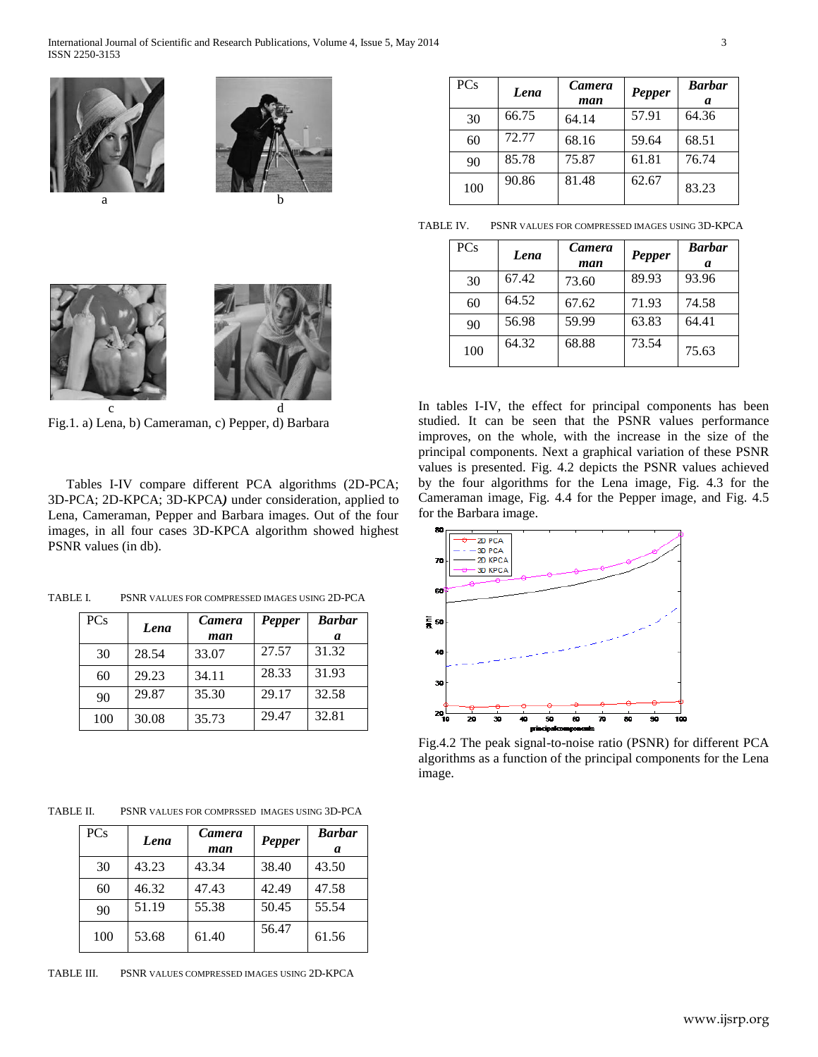a b

c d

Fig.1. a) Lena, b) Cameraman, c) Pepper, d) Barbara

Tables I-IV compare different PCA algorithms (2D-PCA; 3D-PCA; 2D-KPCA; 3D-KPCA*)* under consideration, applied to Lena, Cameraman, Pepper and Barbara images. Out of the four images, in all four cases 3D-KPCA algorithm showed highest PSNR values (in db).

TABLE I. PSNR VALUES FOR COMPRESSED IMAGES USING 2D-PCA

| PCs | *Lena* | *Cameraman* | *Pepper* | *Barbara* |
|---|---|---|---|---|
| 30 | 28.54 | 33.07 | 27.57 | 31.32 |
| 60 | 29.23 | 34.11 | 28.33 | 31.93 |
| 90 | 29.87 | 35.30 | 29.17 | 32.58 |
| 100 | 30.08 | 35.73 | 29.47 | 32.81 |

TABLE II. PSNR VALUES FOR COMPRSSED IMAGES USING 3D-PCA

| PCs | *Lena* | *Cameraman* | *Pepper* | *Barbara* |
|---|---|---|---|---|
| 30 | 43.23 | 43.34 | 38.40 | 43.50 |
| 60 | 46.32 | 47.43 | 42.49 | 47.58 |
| 90 | 51.19 | 55.38 | 50.45 | 55.54 |
| 100 | 53.68 | 61.40 | 56.47 | 61.56 |

TABLE III. PSNR VALUES COMPRESSED IMAGES USING 2D-KPCA

| PCs | *Lena* | *Cameraman* | *Pepper* | *Barbara* |
|---|---|---|---|---|
| 30 | 66.75 | 64.14 | 57.91 | 64.36 |
| 60 | 72.77 | 68.16 | 59.64 | 68.51 |
| 90 | 85.78 | 75.87 | 61.81 | 76.74 |
| 100 | 90.86 | 81.48 | 62.67 | 83.23 |

TABLE IV. PSNR VALUES FOR COMPRESSED IMAGES USING 3D-KPCA

| PCs | *Lena* | *Cameraman* | *Pepper* | *Barbara* |
|---|---|---|---|---|
| 30 | 67.42 | 73.60 | 89.93 | 93.96 |
| 60 | 64.52 | 67.62 | 71.93 | 74.58 |
| 90 | 56.98 | 59.99 | 63.83 | 64.41 |
| 100 | 64.32 | 68.88 | 73.54 | 75.63 |

In tables I-IV, the effect for principal components has been studied. It can be seen that the PSNR values performance improves, on the whole, with the increase in the size of the principal components. Next a graphical variation of these PSNR values is presented. Fig. 4.2 depicts the PSNR values achieved by the four algorithms for the Lena image, Fig. 4.3 for the Cameraman image, Fig. 4.4 for the Pepper image, and Fig. 4.5 for the Barbara image.

Fig.4.2 The peak signal-to-noise ratio (PSNR) for different PCA algorithms as a function of the principal components for the Lena image.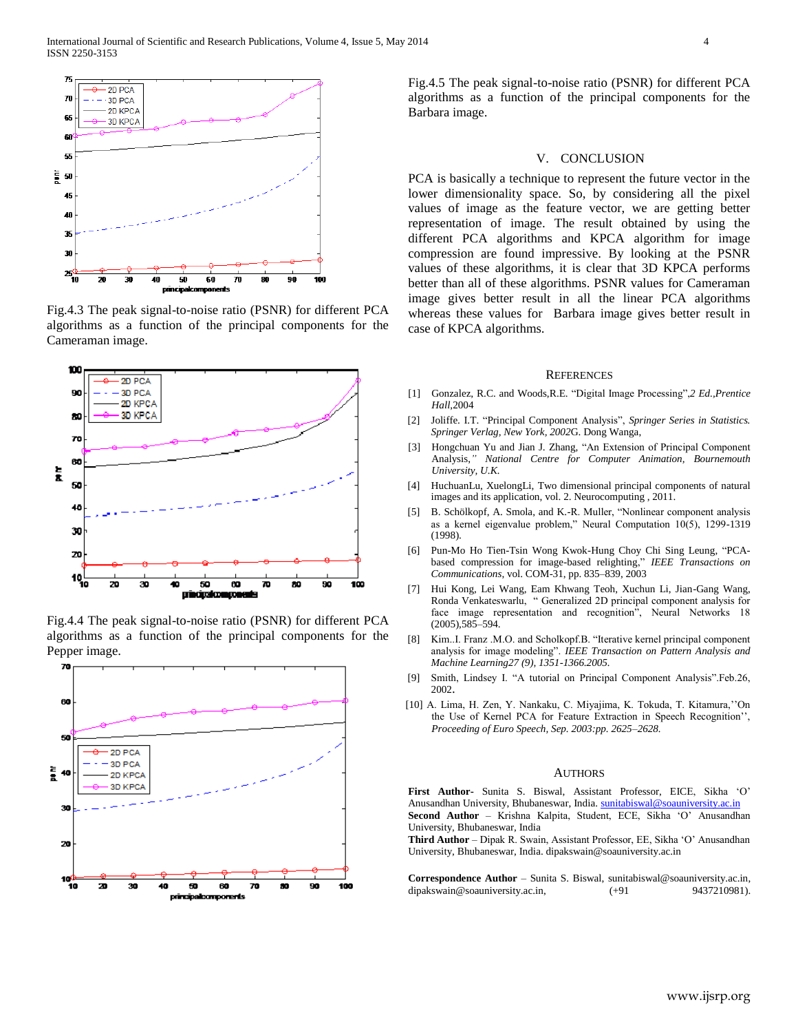75
70
65
60
55
50
45
40
35
30
25

psnr

10 20 30 40 50 60 70 80 90 100

principalcomponents

2D PCA
3D PCA
2D KPCA
3D KPCA

Fig.4.3 The peak signal-to-noise ratio (PSNR) for different PCA algorithms as a function of the principal components for the Cameraman image.

100
90
80
70
60
50
40
30
20
10

psnr

10 20 30 40 50 60 70 80 90 100

principalcomponents

2D PCA
3D PCA
2D KPCA
3D KPCA

Fig.4.4 The peak signal-to-noise ratio (PSNR) for different PCA algorithms as a function of the principal components for the Pepper image.

70
60
50
40
30
20
10

psnr

10 20 30 40 50 60 70 80 90 100

principalcomponents

2D PCA
3D PCA
2D KPCA
3D KPCA

Fig.4.5 The peak signal-to-noise ratio (PSNR) for different PCA algorithms as a function of the principal components for the Barbara image.

## V. CONCLUSION

PCA is basically a technique to represent the future vector in the lower dimensionality space. So, by considering all the pixel values of image as the feature vector, we are getting better representation of image. The result obtained by using the different PCA algorithms and KPCA algorithm for image compression are found impressive. By looking at the PSNR values of these algorithms, it is clear that 3D KPCA performs better than all of these algorithms. PSNR values for Cameraman image gives better result in all the linear PCA algorithms whereas these values for Barbara image gives better result in case of KPCA algorithms.

## REFERENCES

[1] Gonzalez, R.C. and Woods,R.E. "Digital Image Processing",*2 Ed.,Prentice Hall,*2004

[2] Joliffe. I.T. "Principal Component Analysis", *Springer Series in Statistics. Springer Verlag, New York, 2002*G. Dong Wanga,

[3] Hongchuan Yu and Jian J. Zhang, "An Extension of Principal Component Analysis,*" National Centre for Computer Animation, Bournemouth University, U.K.*

[4] HuchuanLu, XuelongLi, Two dimensional principal components of natural images and its application, vol. 2. Neurocomputing , 2011.

[5] B. Schölkopf, A. Smola, and K.-R. Muller, "Nonlinear component analysis as a kernel eigenvalue problem," Neural Computation 10(5), 1299-1319 (1998).

[6] Pun-Mo Ho Tien-Tsin Wong Kwok-Hung Choy Chi Sing Leung, "PCA-based compression for image-based relighting," *IEEE Transactions on Communications*, vol. COM-31, pp. 835–839, 2003

[7] Hui Kong, Lei Wang, Eam Khwang Teoh, Xuchun Li, Jian-Gang Wang, Ronda Venkateswarlu, " Generalized 2D principal component analysis for face image representation and recognition", Neural Networks 18 (2005),585–594.

[8] Kim..I. Franz .M.O. and Scholkopf.B. "Iterative kernel principal component analysis for image modeling". *IEEE Transaction on Pattern Analysis and Machine Learning27 (9), 1351-1366.2005.*

[9] Smith, Lindsey I. "A tutorial on Principal Component Analysis".Feb.26, 2002.

[10] A. Lima, H. Zen, Y. Nankaku, C. Miyajima, K. Tokuda, T. Kitamura,''On the Use of Kernel PCA for Feature Extraction in Speech Recognition'', *Proceeding of Euro Speech, Sep. 2003:pp. 2625–2628.*

## AUTHORS

**First Author**- Sunita S. Biswal, Assistant Professor, EICE, Sikha 'O' Anusandhan University, Bhubaneswar, India. sunitabiswal@soauniversity.ac.in

**Second Author** – Krishna Kalpita, Student, ECE, Sikha 'O' Anusandhan University, Bhubaneswar, India

**Third Author** – Dipak R. Swain, Assistant Professor, EE, Sikha 'O' Anusandhan University, Bhubaneswar, India. dipakswain@soauniversity.ac.in

**Correspondence Author** – Sunita S. Biswal, sunitabiswal@soauniversity.ac.in, dipakswain@soauniversity.ac.in, (+91 9437210981).